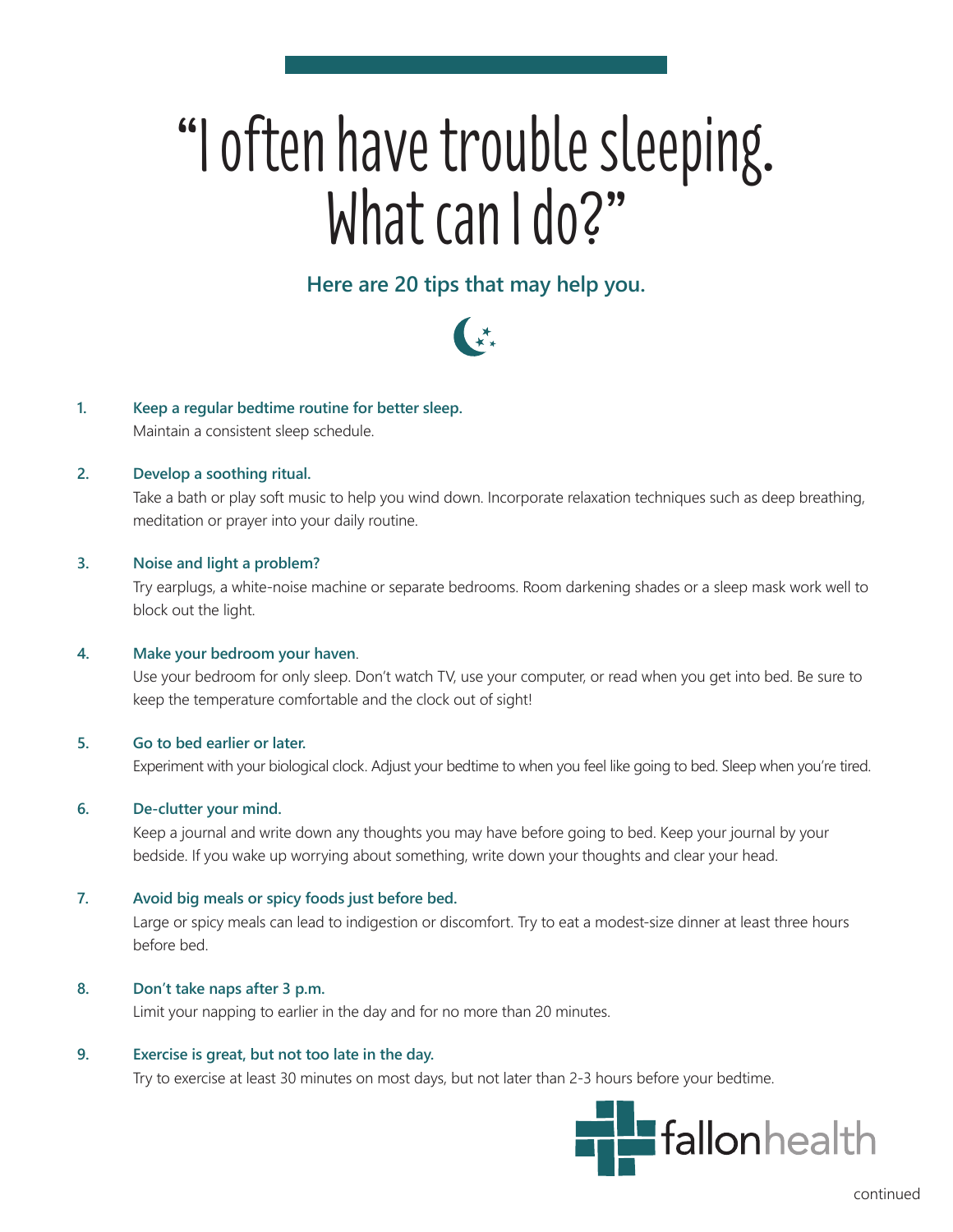# "I often have trouble sleeping. What can I do?"

## Here are 20 tips that may help you.

1. **Keep a regular bedtime routine for better sleep.**
   Maintain a consistent sleep schedule.

2. **Develop a soothing ritual.**
   Take a bath or play soft music to help you wind down. Incorporate relaxation techniques such as deep breathing, meditation or prayer into your daily routine.

3. **Noise and light a problem?**
   Try earplugs, a white-noise machine or separate bedrooms. Room darkening shades or a sleep mask work well to block out the light.

4. **Make your bedroom your haven.**
   Use your bedroom for only sleep. Don't watch TV, use your computer, or read when you get into bed. Be sure to keep the temperature comfortable and the clock out of sight!

5. **Go to bed earlier or later.**
   Experiment with your biological clock. Adjust your bedtime to when you feel like going to bed. Sleep when you're tired.

6. **De-clutter your mind.**
   Keep a journal and write down any thoughts you may have before going to bed. Keep your journal by your bedside. If you wake up worrying about something, write down your thoughts and clear your head.

7. **Avoid big meals or spicy foods just before bed.**
   Large or spicy meals can lead to indigestion or discomfort. Try to eat a modest-size dinner at least three hours before bed.

8. **Don't take naps after 3 p.m.**
   Limit your napping to earlier in the day and for no more than 20 minutes.

9. **Exercise is great, but not too late in the day.**
   Try to exercise at least 30 minutes on most days, but not later than 2-3 hours before your bedtime.

fallonhealth

continued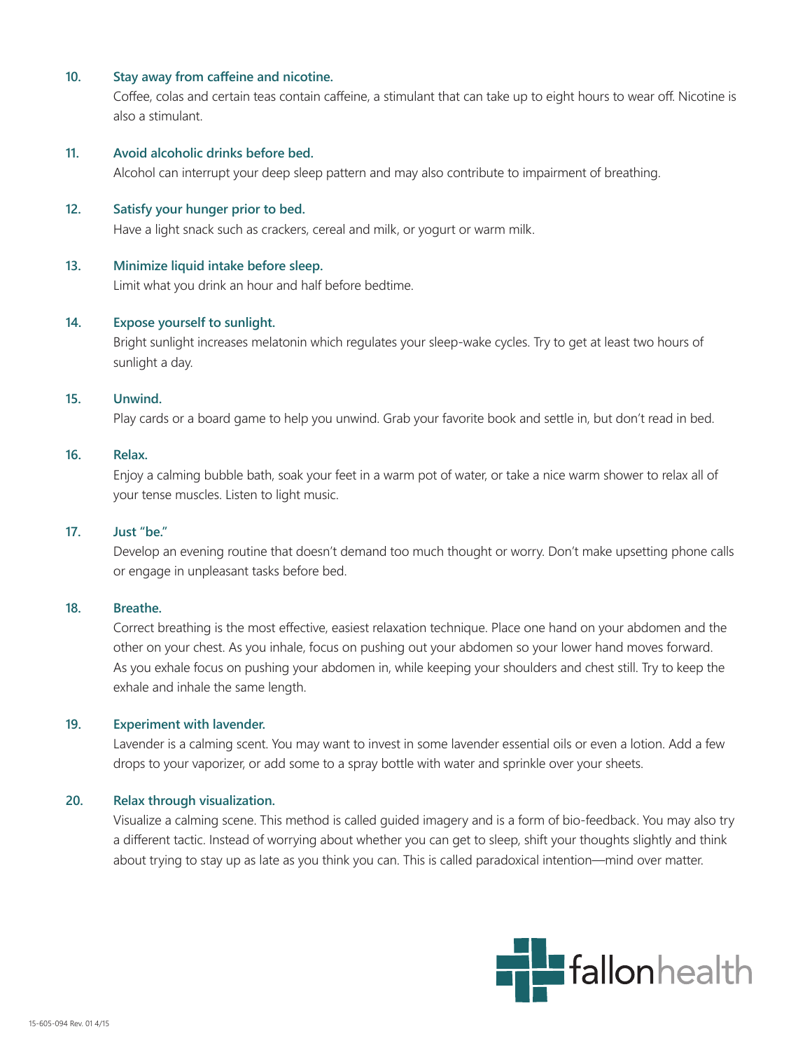10. **Stay away from caffeine and nicotine.**
    Coffee, colas and certain teas contain caffeine, a stimulant that can take up to eight hours to wear off. Nicotine is also a stimulant.

11. **Avoid alcoholic drinks before bed.**
    Alcohol can interrupt your deep sleep pattern and may also contribute to impairment of breathing.

12. **Satisfy your hunger prior to bed.**
    Have a light snack such as crackers, cereal and milk, or yogurt or warm milk.

13. **Minimize liquid intake before sleep.**
    Limit what you drink an hour and half before bedtime.

14. **Expose yourself to sunlight.**
    Bright sunlight increases melatonin which regulates your sleep-wake cycles. Try to get at least two hours of sunlight a day.

15. **Unwind.**
    Play cards or a board game to help you unwind. Grab your favorite book and settle in, but don't read in bed.

16. **Relax.**
    Enjoy a calming bubble bath, soak your feet in a warm pot of water, or take a nice warm shower to relax all of your tense muscles. Listen to light music.

17. **Just "be."**
    Develop an evening routine that doesn't demand too much thought or worry. Don't make upsetting phone calls or engage in unpleasant tasks before bed.

18. **Breathe.**
    Correct breathing is the most effective, easiest relaxation technique. Place one hand on your abdomen and the other on your chest. As you inhale, focus on pushing out your abdomen so your lower hand moves forward. As you exhale focus on pushing your abdomen in, while keeping your shoulders and chest still. Try to keep the exhale and inhale the same length.

19. **Experiment with lavender.**
    Lavender is a calming scent. You may want to invest in some lavender essential oils or even a lotion. Add a few drops to your vaporizer, or add some to a spray bottle with water and sprinkle over your sheets.

20. **Relax through visualization.**
    Visualize a calming scene. This method is called guided imagery and is a form of bio-feedback. You may also try a different tactic. Instead of worrying about whether you can get to sleep, shift your thoughts slightly and think about trying to stay up as late as you think you can. This is called paradoxical intention—mind over matter.

fallonhealth

15-605-094 Rev. 01 4/15